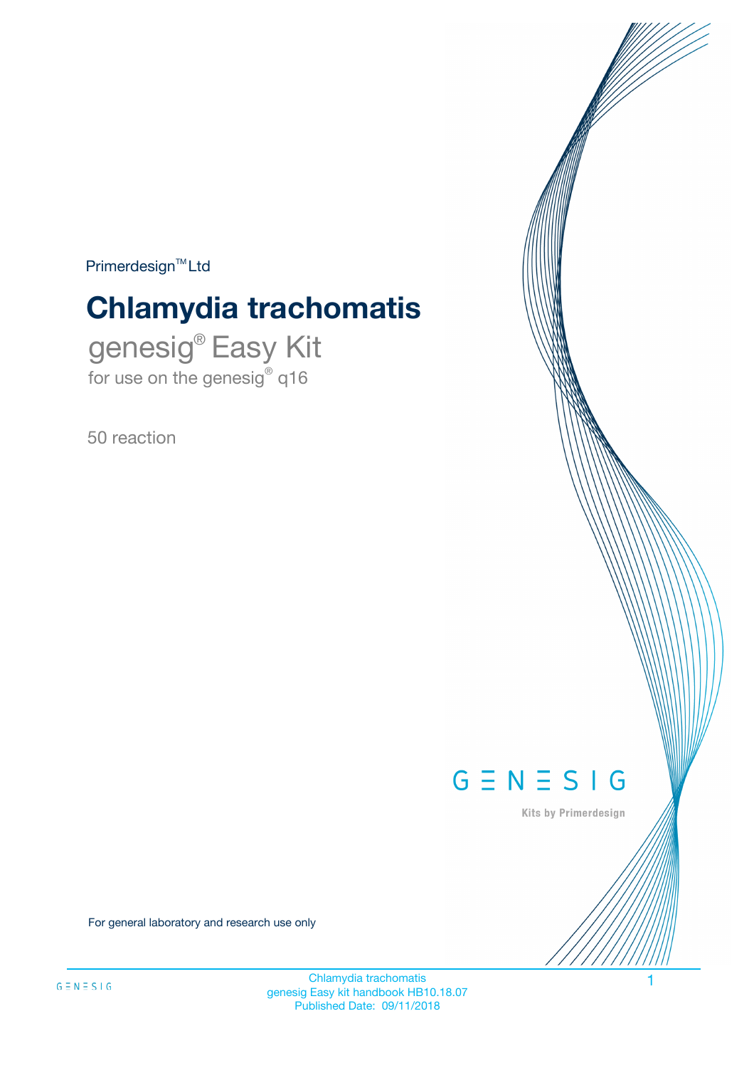Primerdesign™ Ltd

# Chlamydia trachomatis

## genesig® Easy Kit

for use on the genesig® q16

50 reaction

GENESIG

Kits by Primerdesign

For general laboratory and research use only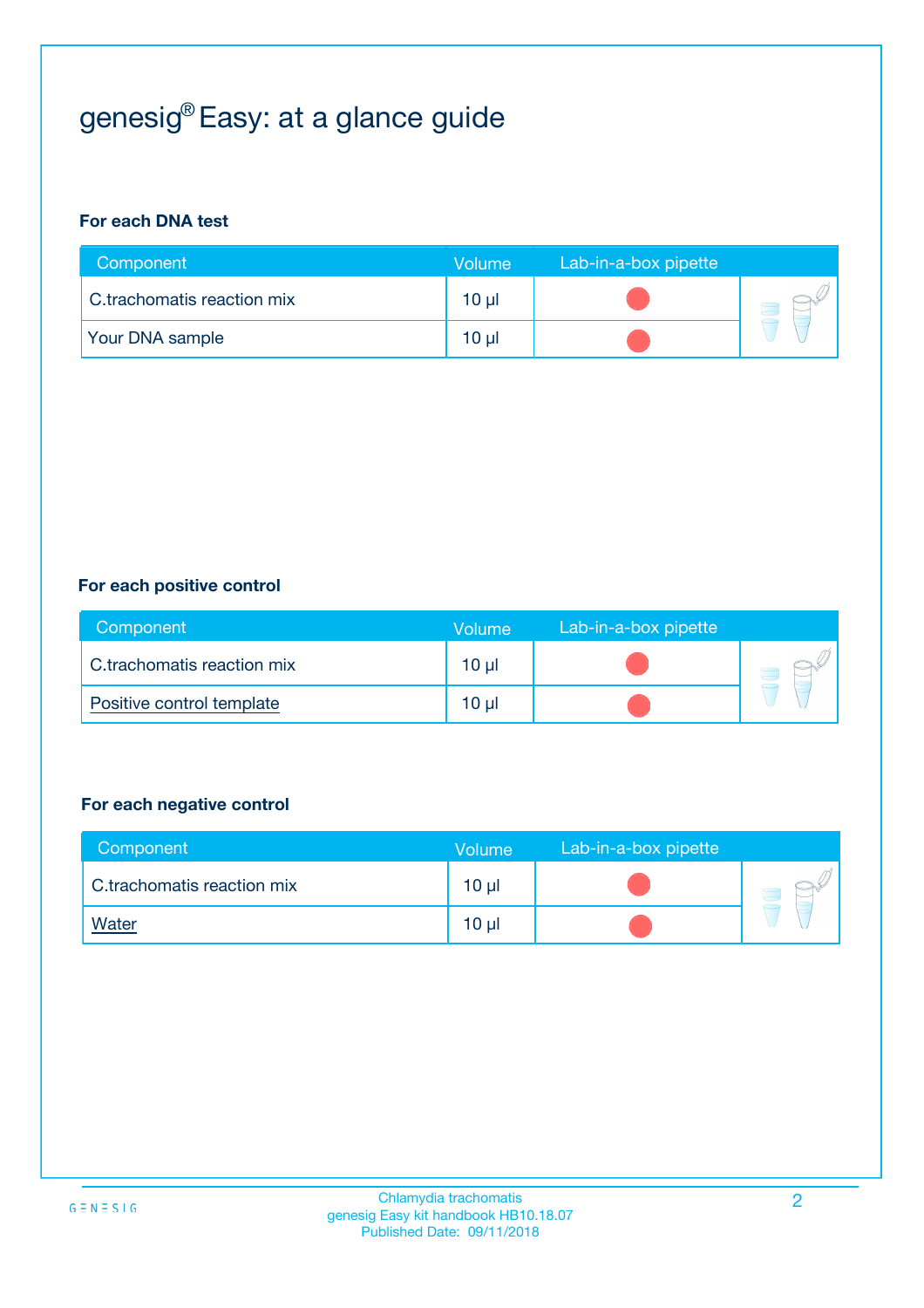# genesig® Easy: at a glance guide

**For each DNA test**

| Component | Volume | Lab-in-a-box pipette |
|---|---|---|
| C.trachomatis reaction mix | 10 µl | |
| Your DNA sample | 10 µl | |

**For each positive control**

| Component | Volume | Lab-in-a-box pipette |
|---|---|---|
| C.trachomatis reaction mix | 10 µl | |
| Positive control template | 10 µl | |

**For each negative control**

| Component | Volume | Lab-in-a-box pipette |
|---|---|---|
| C.trachomatis reaction mix | 10 µl | |
| Water | 10 µl | |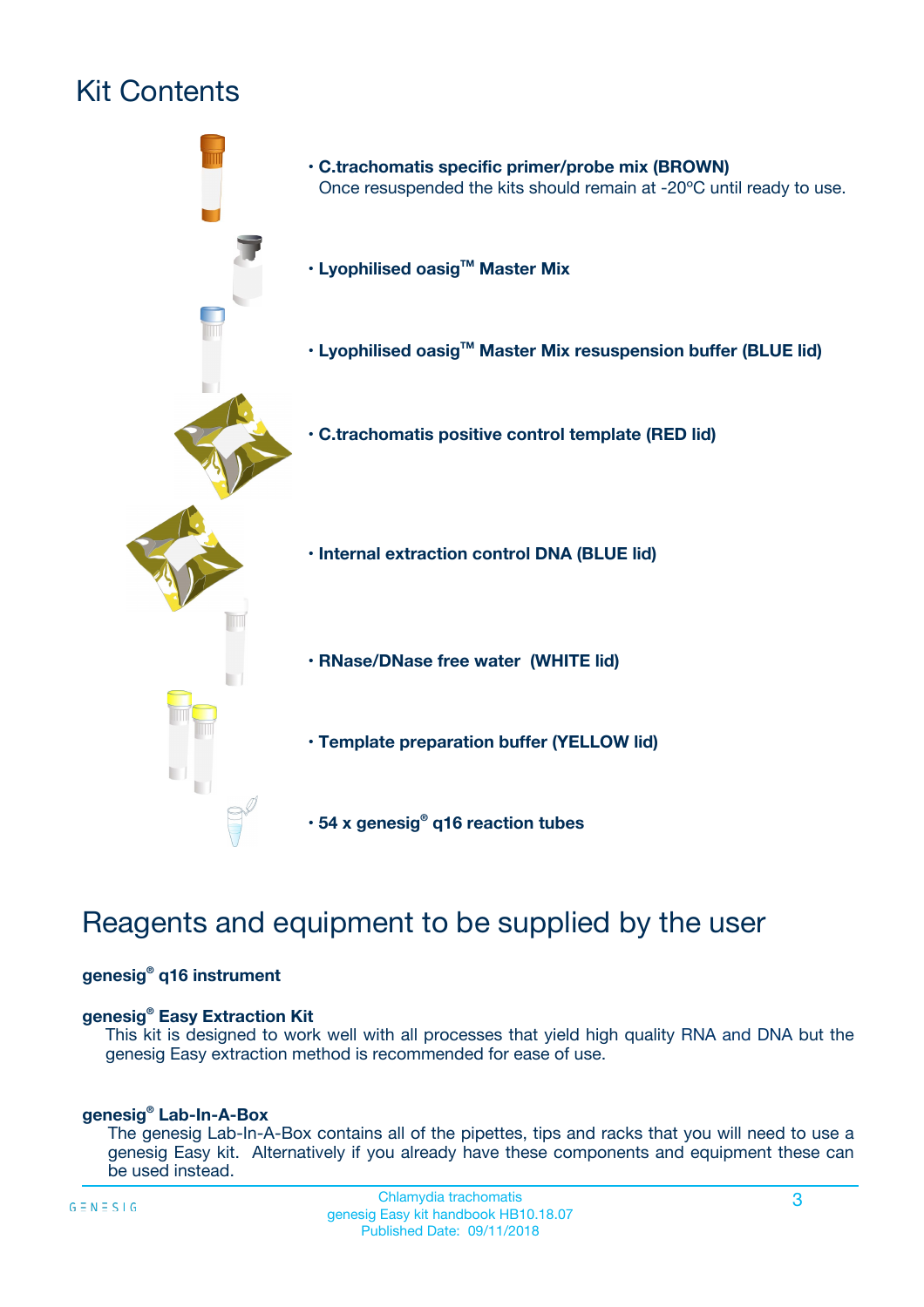# Kit Contents

- **C.trachomatis specific primer/probe mix (BROWN)**
  Once resuspended the kits should remain at -20ºC until ready to use.
- **Lyophilised oasig™ Master Mix**
- **Lyophilised oasig™ Master Mix resuspension buffer (BLUE lid)**
- **C.trachomatis positive control template (RED lid)**
- **Internal extraction control DNA (BLUE lid)**
- **RNase/DNase free water (WHITE lid)**
- **Template preparation buffer (YELLOW lid)**
- **54 x genesig® q16 reaction tubes**

# Reagents and equipment to be supplied by the user

**genesig® q16 instrument**

**genesig® Easy Extraction Kit**
This kit is designed to work well with all processes that yield high quality RNA and DNA but the genesig Easy extraction method is recommended for ease of use.

**genesig® Lab-In-A-Box**
The genesig Lab-In-A-Box contains all of the pipettes, tips and racks that you will need to use a genesig Easy kit. Alternatively if you already have these components and equipment these can be used instead.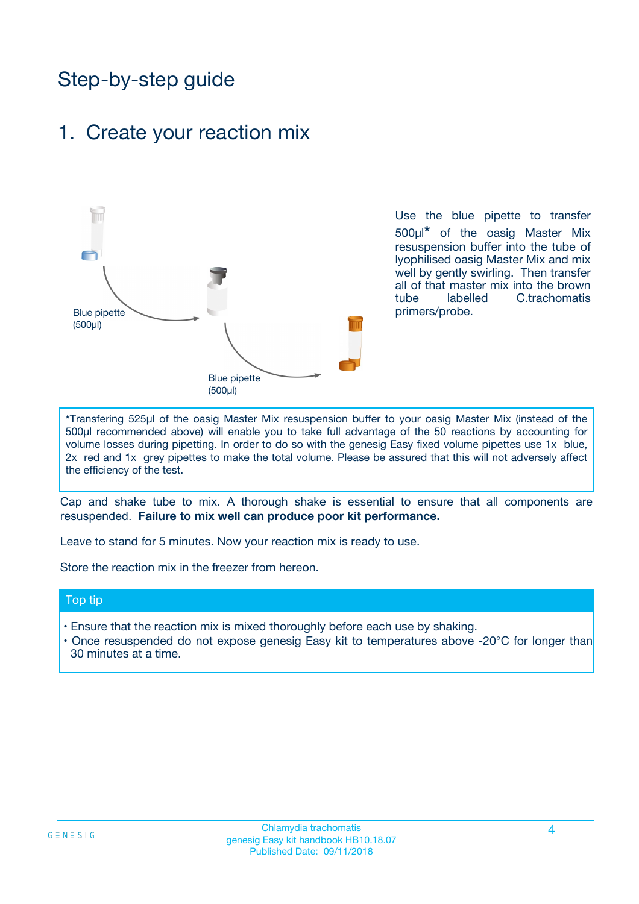# Step-by-step guide

## 1. Create your reaction mix

Blue pipette (500µl)

Blue pipette (500µl)

Use the blue pipette to transfer 500µl* of the oasig Master Mix resuspension buffer into the tube of lyophilised oasig Master Mix and mix well by gently swirling. Then transfer all of that master mix into the brown tube labelled C.trachomatis primers/probe.

*Transfering 525µl of the oasig Master Mix resuspension buffer to your oasig Master Mix (instead of the 500µl recommended above) will enable you to take full advantage of the 50 reactions by accounting for volume losses during pipetting. In order to do so with the genesig Easy fixed volume pipettes use 1x blue, 2x red and 1x grey pipettes to make the total volume. Please be assured that this will not adversely affect the efficiency of the test.

Cap and shake tube to mix. A thorough shake is essential to ensure that all components are resuspended. **Failure to mix well can produce poor kit performance.**

Leave to stand for 5 minutes. Now your reaction mix is ready to use.

Store the reaction mix in the freezer from hereon.

**Top tip**

- Ensure that the reaction mix is mixed thoroughly before each use by shaking.
- Once resuspended do not expose genesig Easy kit to temperatures above -20°C for longer than 30 minutes at a time.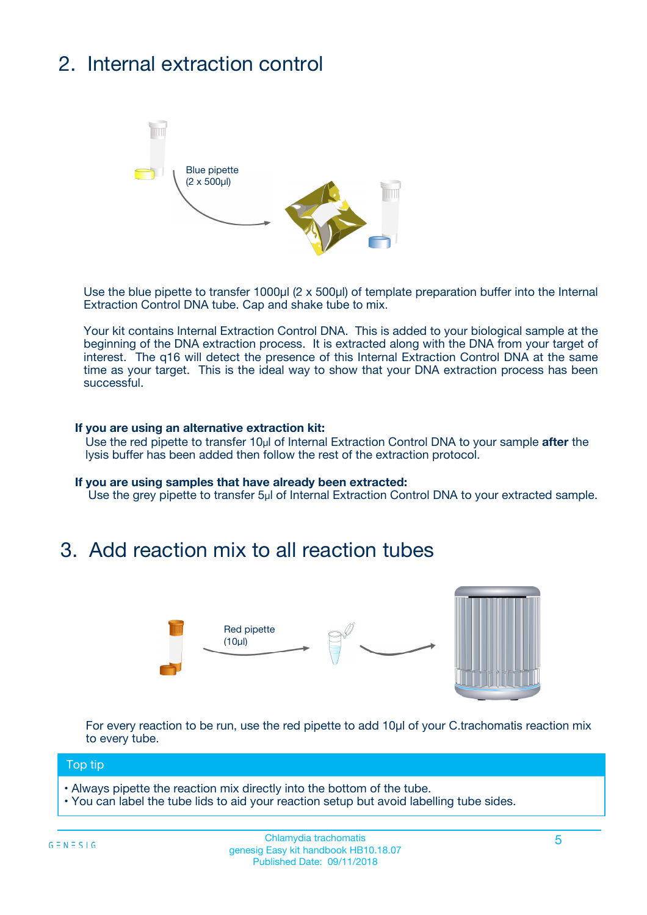## 2. Internal extraction control

Blue pipette
(2 x 500µl)

Use the blue pipette to transfer 1000µl (2 x 500µl) of template preparation buffer into the Internal Extraction Control DNA tube. Cap and shake tube to mix.

Your kit contains Internal Extraction Control DNA. This is added to your biological sample at the beginning of the DNA extraction process. It is extracted along with the DNA from your target of interest. The q16 will detect the presence of this Internal Extraction Control DNA at the same time as your target. This is the ideal way to show that your DNA extraction process has been successful.

**If you are using an alternative extraction kit:**
Use the red pipette to transfer 10µl of Internal Extraction Control DNA to your sample **after** the lysis buffer has been added then follow the rest of the extraction protocol.

**If you are using samples that have already been extracted:**
Use the grey pipette to transfer 5µl of Internal Extraction Control DNA to your extracted sample.

## 3. Add reaction mix to all reaction tubes

Red pipette
(10µl)

For every reaction to be run, use the red pipette to add 10µl of your C.trachomatis reaction mix to every tube.

**Top tip**

- Always pipette the reaction mix directly into the bottom of the tube.
- You can label the tube lids to aid your reaction setup but avoid labelling tube sides.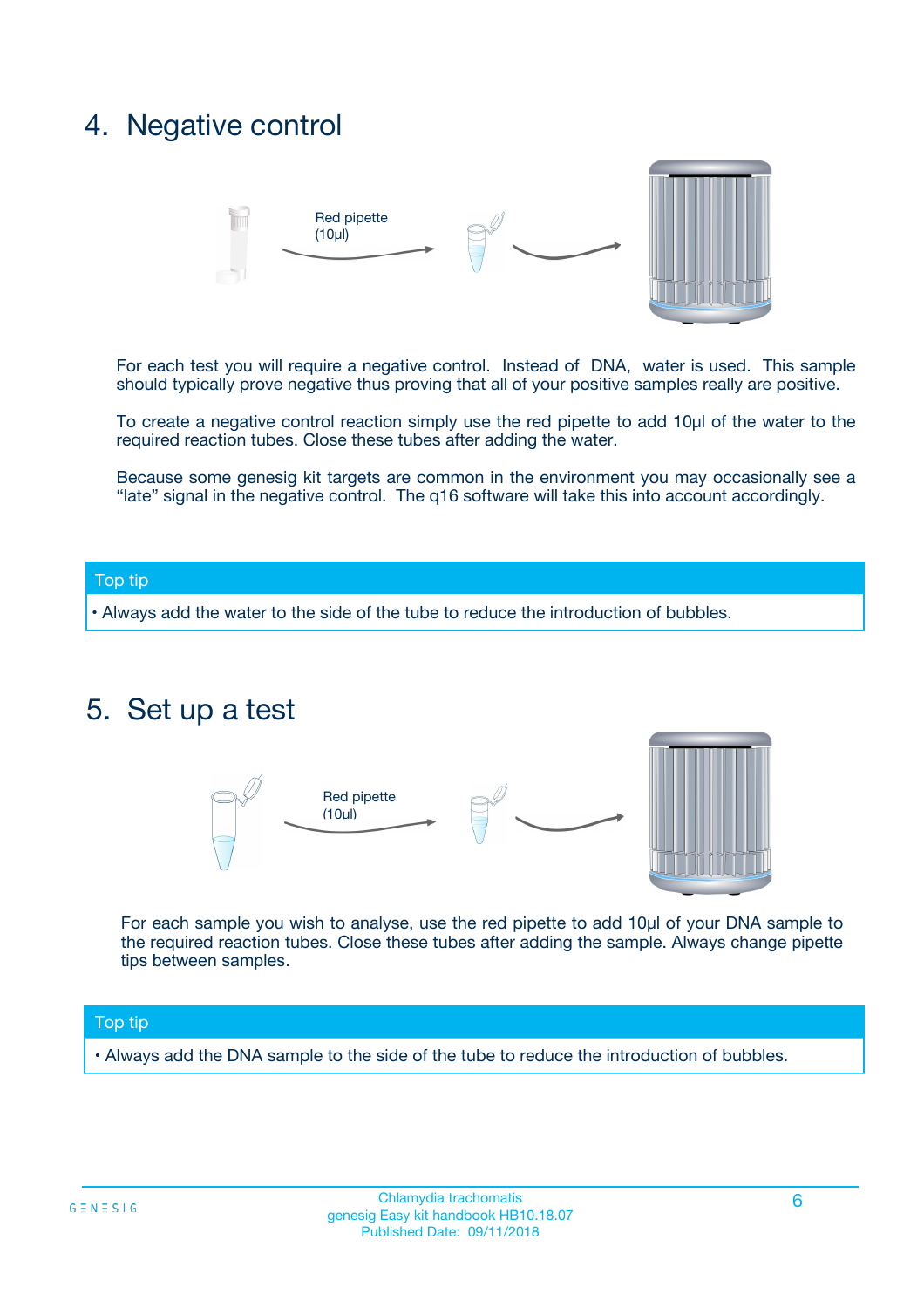# 4. Negative control

Red pipette (10µl)

For each test you will require a negative control. Instead of DNA, water is used. This sample should typically prove negative thus proving that all of your positive samples really are positive.

To create a negative control reaction simply use the red pipette to add 10µl of the water to the required reaction tubes. Close these tubes after adding the water.

Because some genesig kit targets are common in the environment you may occasionally see a "late" signal in the negative control. The q16 software will take this into account accordingly.

**Top tip**

- Always add the water to the side of the tube to reduce the introduction of bubbles.

# 5. Set up a test

Red pipette (10µl)

For each sample you wish to analyse, use the red pipette to add 10µl of your DNA sample to the required reaction tubes. Close these tubes after adding the sample. Always change pipette tips between samples.

**Top tip**

- Always add the DNA sample to the side of the tube to reduce the introduction of bubbles.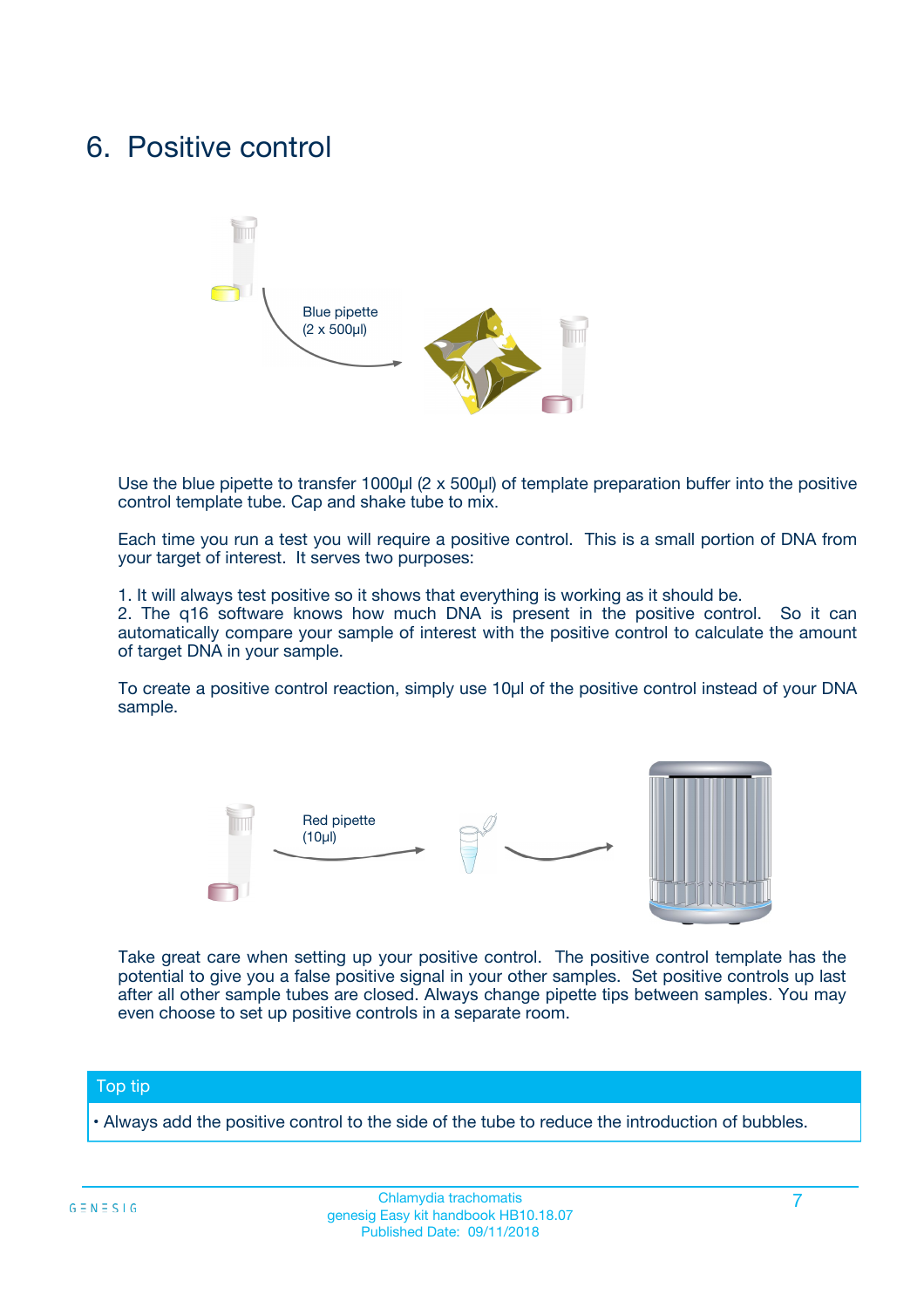# 6. Positive control

Blue pipette (2 x 500µl)

Use the blue pipette to transfer 1000µl (2 x 500µl) of template preparation buffer into the positive control template tube. Cap and shake tube to mix.

Each time you run a test you will require a positive control. This is a small portion of DNA from your target of interest. It serves two purposes:

1. It will always test positive so it shows that everything is working as it should be.
2. The q16 software knows how much DNA is present in the positive control. So it can automatically compare your sample of interest with the positive control to calculate the amount of target DNA in your sample.

To create a positive control reaction, simply use 10µl of the positive control instead of your DNA sample.

Red pipette (10µl)

Take great care when setting up your positive control. The positive control template has the potential to give you a false positive signal in your other samples. Set positive controls up last after all other sample tubes are closed. Always change pipette tips between samples. You may even choose to set up positive controls in a separate room.

## Top tip

- Always add the positive control to the side of the tube to reduce the introduction of bubbles.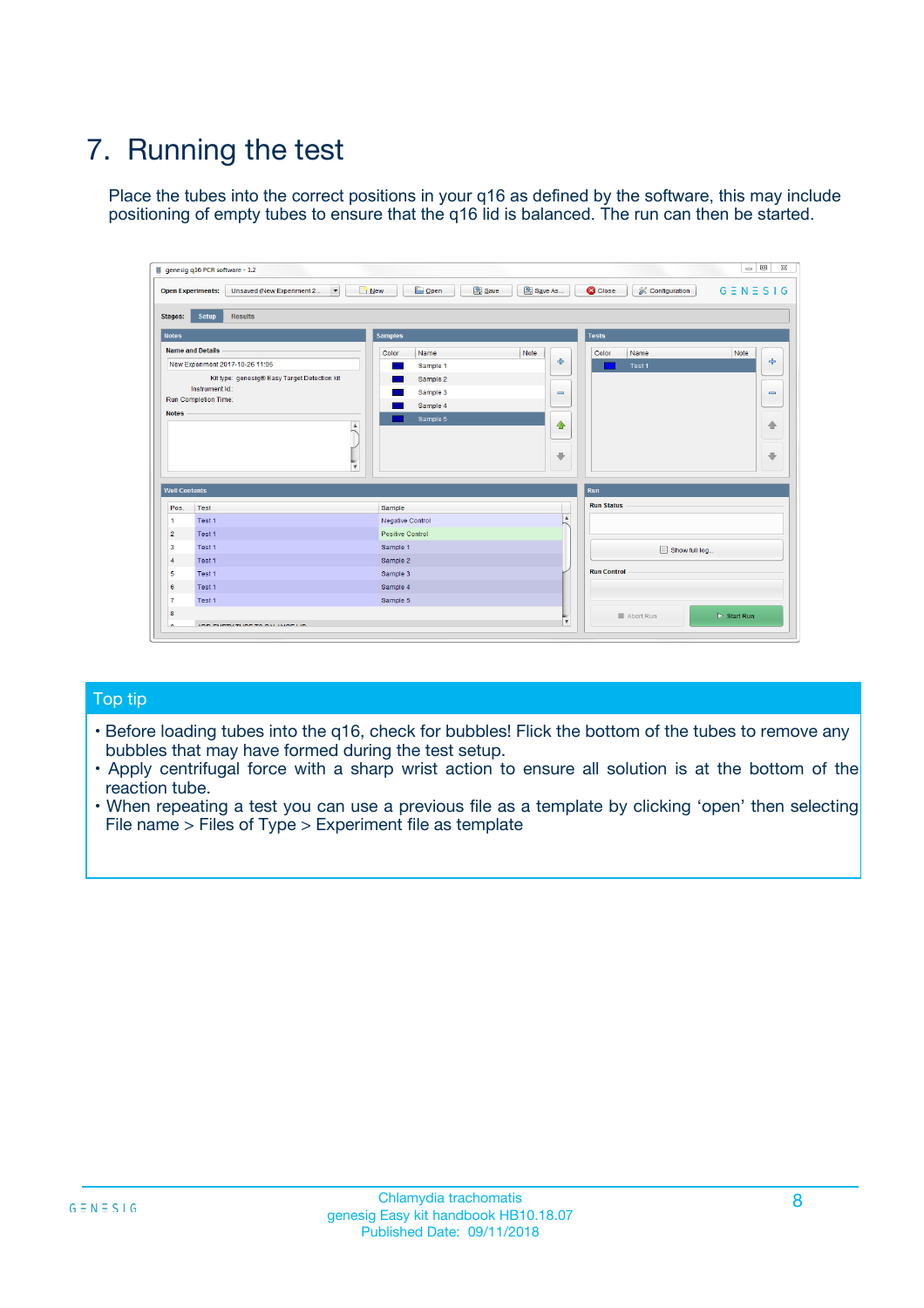# 7. Running the test

Place the tubes into the correct positions in your q16 as defined by the software, this may include positioning of empty tubes to ensure that the q16 lid is balanced. The run can then be started.

## Top tip

- Before loading tubes into the q16, check for bubbles! Flick the bottom of the tubes to remove any bubbles that may have formed during the test setup.
- Apply centrifugal force with a sharp wrist action to ensure all solution is at the bottom of the reaction tube.
- When repeating a test you can use a previous file as a template by clicking 'open' then selecting File name > Files of Type > Experiment file as template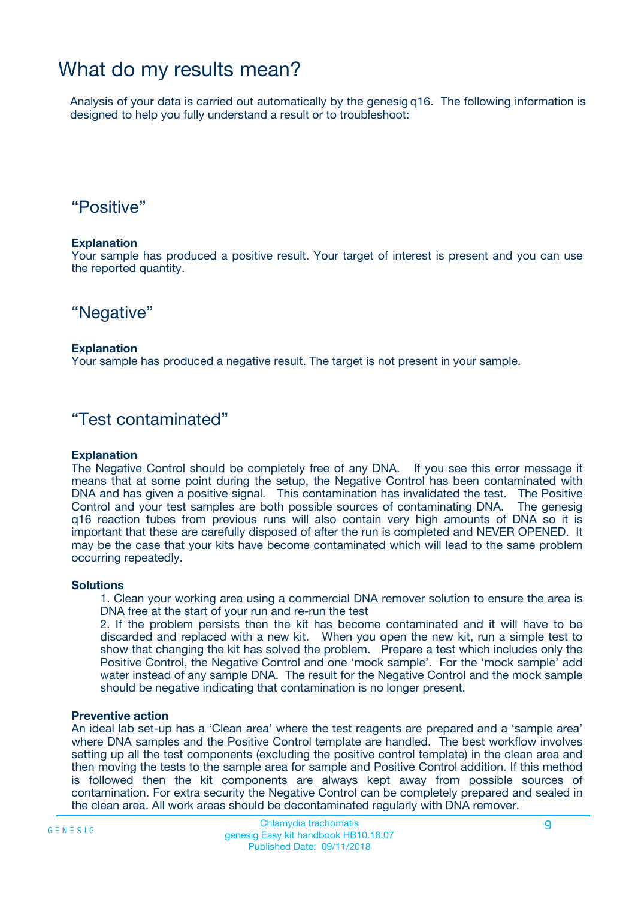# What do my results mean?

Analysis of your data is carried out automatically by the genesig q16. The following information is designed to help you fully understand a result or to troubleshoot:

## "Positive"

**Explanation**

Your sample has produced a positive result. Your target of interest is present and you can use the reported quantity.

## "Negative"

**Explanation**

Your sample has produced a negative result. The target is not present in your sample.

## "Test contaminated"

**Explanation**

The Negative Control should be completely free of any DNA. If you see this error message it means that at some point during the setup, the Negative Control has been contaminated with DNA and has given a positive signal. This contamination has invalidated the test. The Positive Control and your test samples are both possible sources of contaminating DNA. The genesig q16 reaction tubes from previous runs will also contain very high amounts of DNA so it is important that these are carefully disposed of after the run is completed and NEVER OPENED. It may be the case that your kits have become contaminated which will lead to the same problem occurring repeatedly.

**Solutions**

1. Clean your working area using a commercial DNA remover solution to ensure the area is DNA free at the start of your run and re-run the test
2. If the problem persists then the kit has become contaminated and it will have to be discarded and replaced with a new kit. When you open the new kit, run a simple test to show that changing the kit has solved the problem. Prepare a test which includes only the Positive Control, the Negative Control and one 'mock sample'. For the 'mock sample' add water instead of any sample DNA. The result for the Negative Control and the mock sample should be negative indicating that contamination is no longer present.

**Preventive action**

An ideal lab set-up has a 'Clean area' where the test reagents are prepared and a 'sample area' where DNA samples and the Positive Control template are handled. The best workflow involves setting up all the test components (excluding the positive control template) in the clean area and then moving the tests to the sample area for sample and Positive Control addition. If this method is followed then the kit components are always kept away from possible sources of contamination. For extra security the Negative Control can be completely prepared and sealed in the clean area. All work areas should be decontaminated regularly with DNA remover.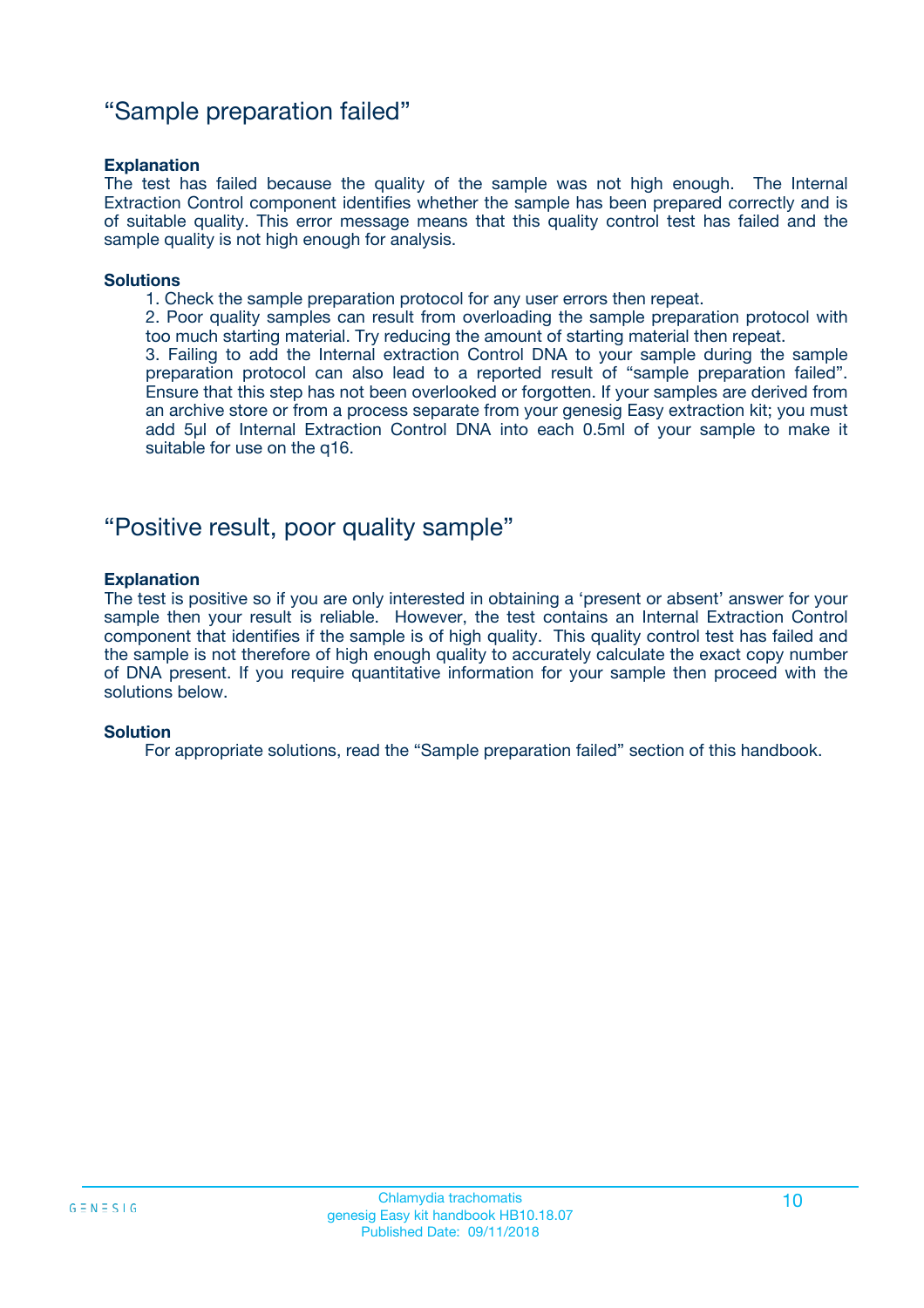## “Sample preparation failed”

**Explanation**

The test has failed because the quality of the sample was not high enough. The Internal Extraction Control component identifies whether the sample has been prepared correctly and is of suitable quality. This error message means that this quality control test has failed and the sample quality is not high enough for analysis.

**Solutions**

1. Check the sample preparation protocol for any user errors then repeat.
2. Poor quality samples can result from overloading the sample preparation protocol with too much starting material. Try reducing the amount of starting material then repeat.
3. Failing to add the Internal extraction Control DNA to your sample during the sample preparation protocol can also lead to a reported result of “sample preparation failed”. Ensure that this step has not been overlooked or forgotten. If your samples are derived from an archive store or from a process separate from your genesig Easy extraction kit; you must add 5µl of Internal Extraction Control DNA into each 0.5ml of your sample to make it suitable for use on the q16.

## “Positive result, poor quality sample”

**Explanation**

The test is positive so if you are only interested in obtaining a ‘present or absent’ answer for your sample then your result is reliable. However, the test contains an Internal Extraction Control component that identifies if the sample is of high quality. This quality control test has failed and the sample is not therefore of high enough quality to accurately calculate the exact copy number of DNA present. If you require quantitative information for your sample then proceed with the solutions below.

**Solution**

For appropriate solutions, read the “Sample preparation failed” section of this handbook.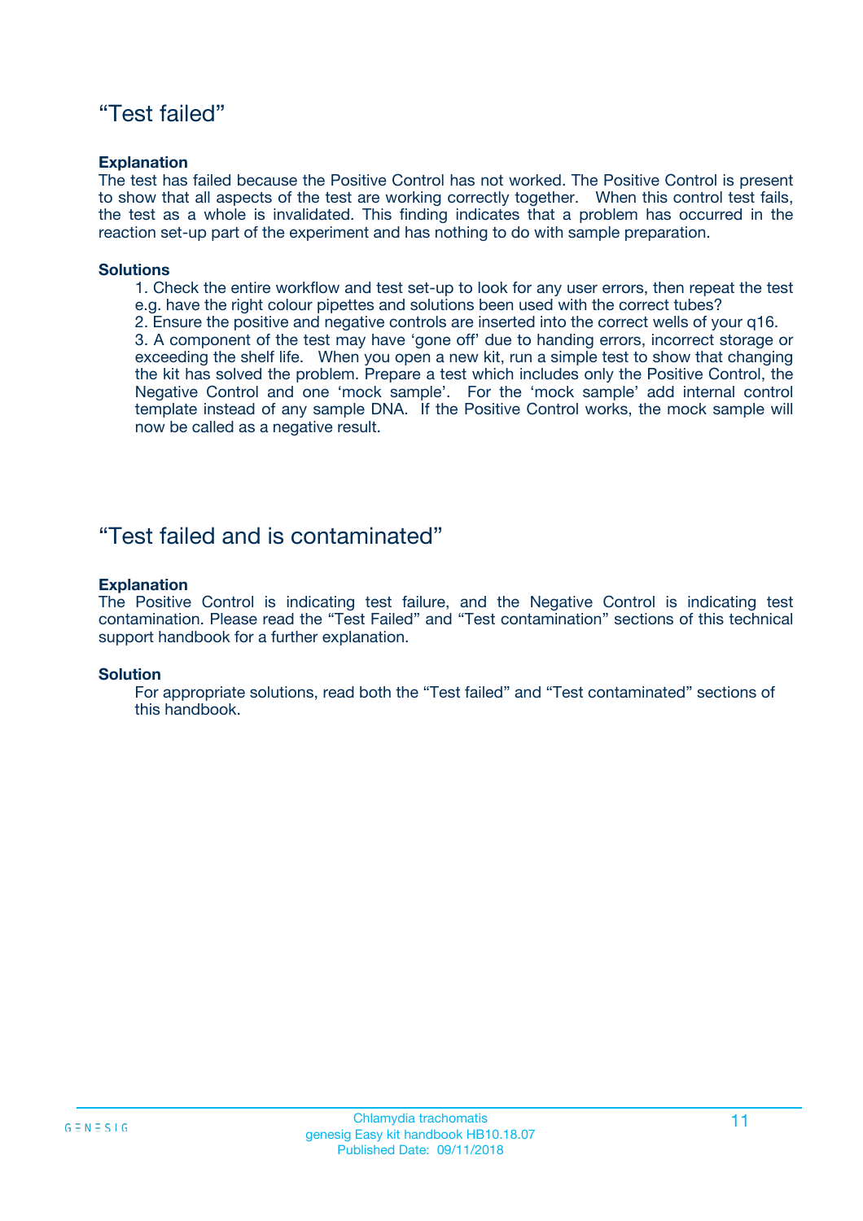## “Test failed”

**Explanation**

The test has failed because the Positive Control has not worked. The Positive Control is present to show that all aspects of the test are working correctly together. When this control test fails, the test as a whole is invalidated. This finding indicates that a problem has occurred in the reaction set-up part of the experiment and has nothing to do with sample preparation.

**Solutions**

1. Check the entire workflow and test set-up to look for any user errors, then repeat the test e.g. have the right colour pipettes and solutions been used with the correct tubes?
2. Ensure the positive and negative controls are inserted into the correct wells of your q16.
3. A component of the test may have ‘gone off’ due to handing errors, incorrect storage or exceeding the shelf life. When you open a new kit, run a simple test to show that changing the kit has solved the problem. Prepare a test which includes only the Positive Control, the Negative Control and one ‘mock sample’. For the ‘mock sample’ add internal control template instead of any sample DNA. If the Positive Control works, the mock sample will now be called as a negative result.

## “Test failed and is contaminated”

**Explanation**

The Positive Control is indicating test failure, and the Negative Control is indicating test contamination. Please read the “Test Failed” and “Test contamination” sections of this technical support handbook for a further explanation.

**Solution**

For appropriate solutions, read both the “Test failed” and “Test contaminated” sections of this handbook.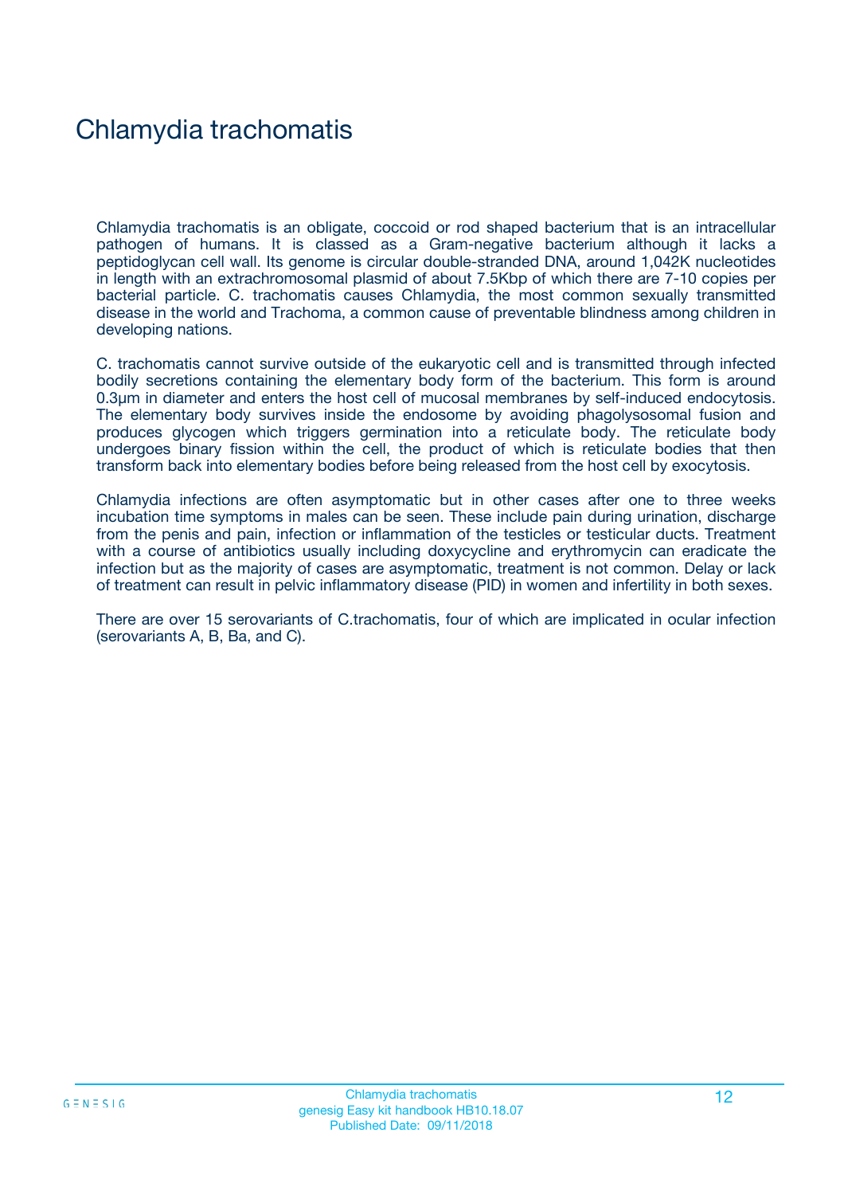# Chlamydia trachomatis

Chlamydia trachomatis is an obligate, coccoid or rod shaped bacterium that is an intracellular pathogen of humans. It is classed as a Gram-negative bacterium although it lacks a peptidoglycan cell wall. Its genome is circular double-stranded DNA, around 1,042K nucleotides in length with an extrachromosomal plasmid of about 7.5Kbp of which there are 7-10 copies per bacterial particle. C. trachomatis causes Chlamydia, the most common sexually transmitted disease in the world and Trachoma, a common cause of preventable blindness among children in developing nations.

C. trachomatis cannot survive outside of the eukaryotic cell and is transmitted through infected bodily secretions containing the elementary body form of the bacterium. This form is around 0.3µm in diameter and enters the host cell of mucosal membranes by self-induced endocytosis. The elementary body survives inside the endosome by avoiding phagolysosomal fusion and produces glycogen which triggers germination into a reticulate body. The reticulate body undergoes binary fission within the cell, the product of which is reticulate bodies that then transform back into elementary bodies before being released from the host cell by exocytosis.

Chlamydia infections are often asymptomatic but in other cases after one to three weeks incubation time symptoms in males can be seen. These include pain during urination, discharge from the penis and pain, infection or inflammation of the testicles or testicular ducts. Treatment with a course of antibiotics usually including doxycycline and erythromycin can eradicate the infection but as the majority of cases are asymptomatic, treatment is not common. Delay or lack of treatment can result in pelvic inflammatory disease (PID) in women and infertility in both sexes.

There are over 15 serovariants of C.trachomatis, four of which are implicated in ocular infection (serovariants A, B, Ba, and C).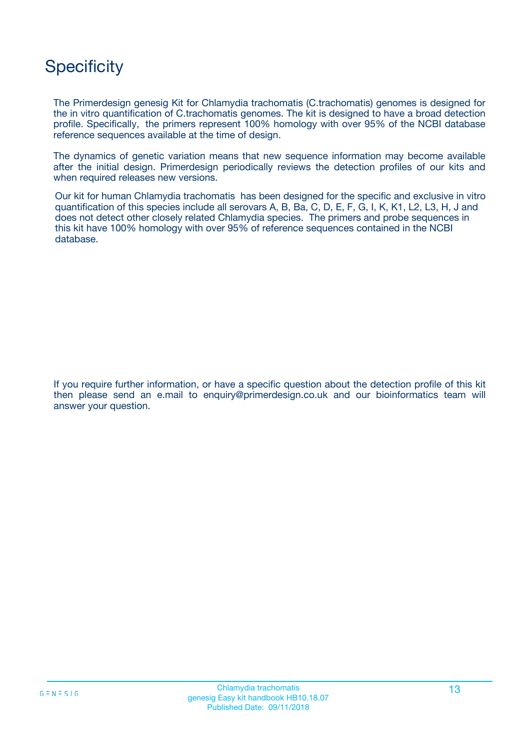# Specificity

The Primerdesign genesig Kit for Chlamydia trachomatis (C.trachomatis) genomes is designed for the in vitro quantification of C.trachomatis genomes. The kit is designed to have a broad detection profile. Specifically, the primers represent 100% homology with over 95% of the NCBI database reference sequences available at the time of design.

The dynamics of genetic variation means that new sequence information may become available after the initial design. Primerdesign periodically reviews the detection profiles of our kits and when required releases new versions.

Our kit for human Chlamydia trachomatis has been designed for the specific and exclusive in vitro quantification of this species include all serovars A, B, Ba, C, D, E, F, G, I, K, K1, L2, L3, H, J and does not detect other closely related Chlamydia species. The primers and probe sequences in this kit have 100% homology with over 95% of reference sequences contained in the NCBI database.

If you require further information, or have a specific question about the detection profile of this kit then please send an e.mail to enquiry@primerdesign.co.uk and our bioinformatics team will answer your question.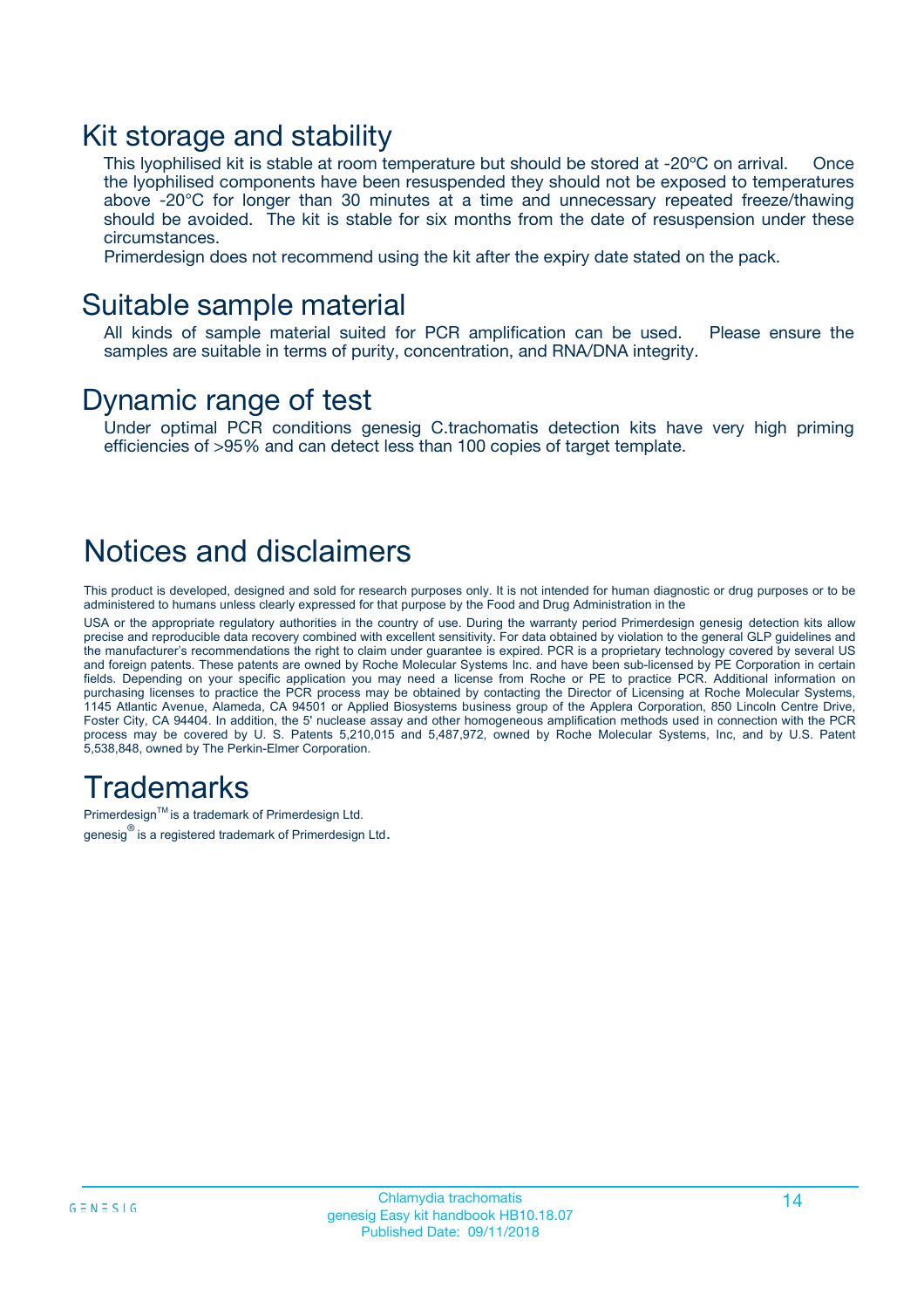## Kit storage and stability

This lyophilised kit is stable at room temperature but should be stored at -20ºC on arrival. Once the lyophilised components have been resuspended they should not be exposed to temperatures above -20°C for longer than 30 minutes at a time and unnecessary repeated freeze/thawing should be avoided. The kit is stable for six months from the date of resuspension under these circumstances.

Primerdesign does not recommend using the kit after the expiry date stated on the pack.

## Suitable sample material

All kinds of sample material suited for PCR amplification can be used. Please ensure the samples are suitable in terms of purity, concentration, and RNA/DNA integrity.

## Dynamic range of test

Under optimal PCR conditions genesig C.trachomatis detection kits have very high priming efficiencies of >95% and can detect less than 100 copies of target template.

# Notices and disclaimers

This product is developed, designed and sold for research purposes only. It is not intended for human diagnostic or drug purposes or to be administered to humans unless clearly expressed for that purpose by the Food and Drug Administration in the

USA or the appropriate regulatory authorities in the country of use. During the warranty period Primerdesign genesig detection kits allow precise and reproducible data recovery combined with excellent sensitivity. For data obtained by violation to the general GLP guidelines and the manufacturer's recommendations the right to claim under guarantee is expired. PCR is a proprietary technology covered by several US and foreign patents. These patents are owned by Roche Molecular Systems Inc. and have been sub-licensed by PE Corporation in certain fields. Depending on your specific application you may need a license from Roche or PE to practice PCR. Additional information on purchasing licenses to practice the PCR process may be obtained by contacting the Director of Licensing at Roche Molecular Systems, 1145 Atlantic Avenue, Alameda, CA 94501 or Applied Biosystems business group of the Applera Corporation, 850 Lincoln Centre Drive, Foster City, CA 94404. In addition, the 5' nuclease assay and other homogeneous amplification methods used in connection with the PCR process may be covered by U. S. Patents 5,210,015 and 5,487,972, owned by Roche Molecular Systems, Inc, and by U.S. Patent 5,538,848, owned by The Perkin-Elmer Corporation.

# Trademarks

Primerdesign™ is a trademark of Primerdesign Ltd.

genesig® is a registered trademark of Primerdesign Ltd.